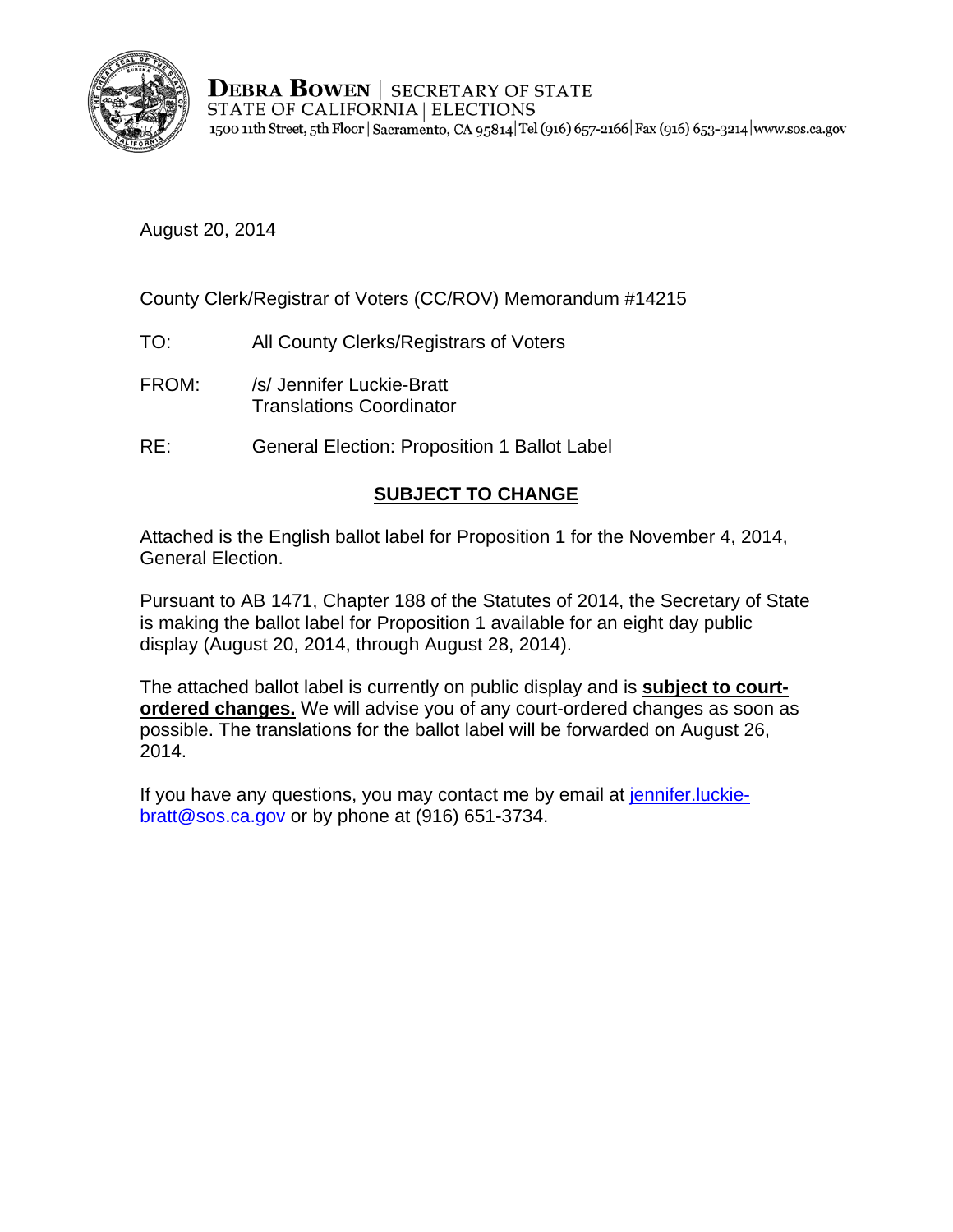**DEBRA BOWEN** | SECRETARY OF STATE
STATE OF CALIFORNIA | ELECTIONS
1500 11th Street, 5th Floor | Sacramento, CA 95814 | Tel (916) 657-2166 | Fax (916) 653-3214 | www.sos.ca.gov

August 20, 2014

County Clerk/Registrar of Voters (CC/ROV) Memorandum #14215

TO: All County Clerks/Registrars of Voters

FROM: /s/ Jennifer Luckie-Bratt
Translations Coordinator

RE: General Election: Proposition 1 Ballot Label

**SUBJECT TO CHANGE**

Attached is the English ballot label for Proposition 1 for the November 4, 2014, General Election.

Pursuant to AB 1471, Chapter 188 of the Statutes of 2014, the Secretary of State is making the ballot label for Proposition 1 available for an eight day public display (August 20, 2014, through August 28, 2014).

The attached ballot label is currently on public display and is **subject to court-ordered changes.** We will advise you of any court-ordered changes as soon as possible. The translations for the ballot label will be forwarded on August 26, 2014.

If you have any questions, you may contact me by email at jennifer.luckie-bratt@sos.ca.gov or by phone at (916) 651-3734.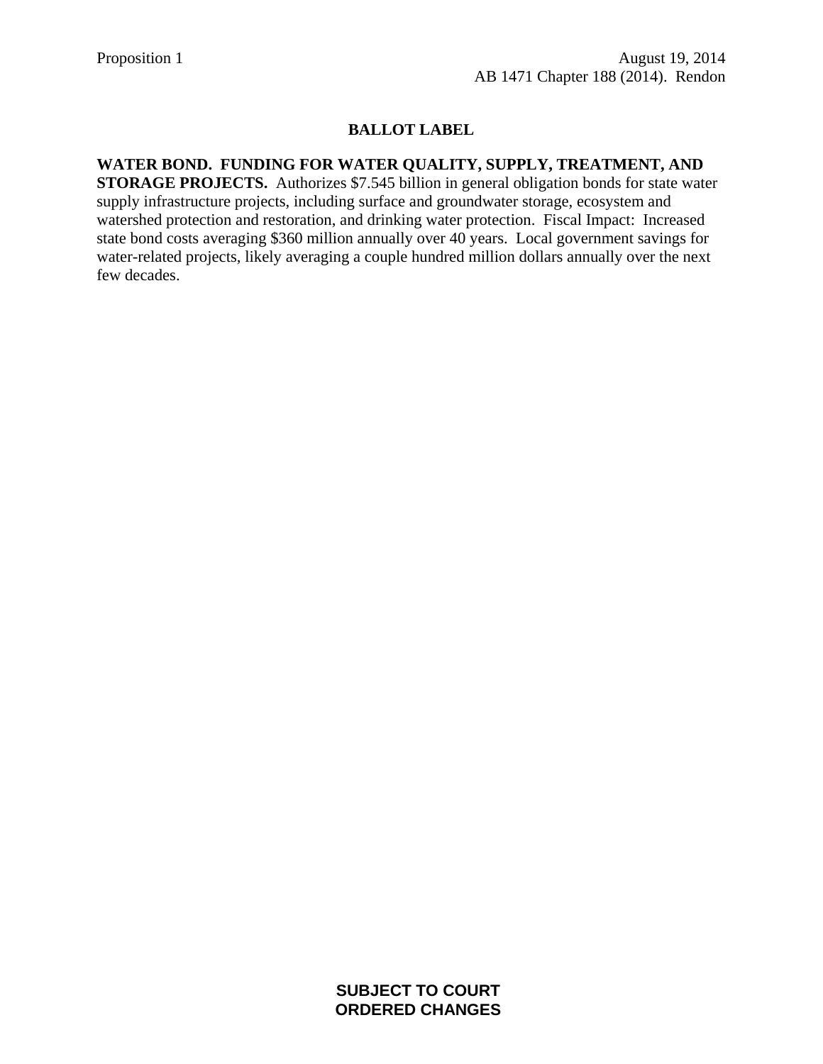Proposition 1

August 19, 2014
AB 1471 Chapter 188 (2014). Rendon

# BALLOT LABEL

**WATER BOND. FUNDING FOR WATER QUALITY, SUPPLY, TREATMENT, AND STORAGE PROJECTS.** Authorizes $7.545 billion in general obligation bonds for state water supply infrastructure projects, including surface and groundwater storage, ecosystem and watershed protection and restoration, and drinking water protection. Fiscal Impact: Increased state bond costs averaging $360 million annually over 40 years. Local government savings for water-related projects, likely averaging a couple hundred million dollars annually over the next few decades.

**SUBJECT TO COURT ORDERED CHANGES**